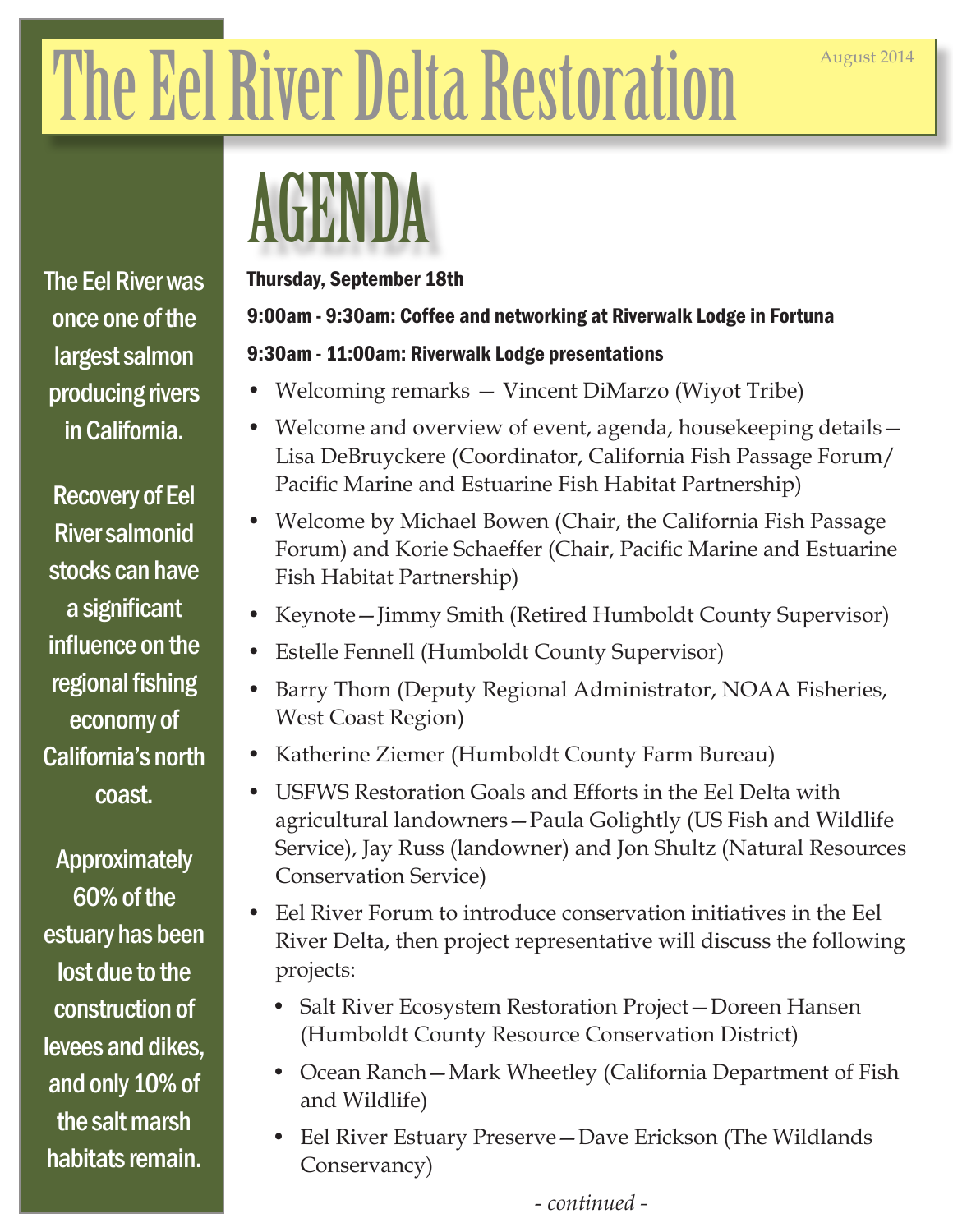# The Eel River Delta Restoration

August 2014

The Eel River was once one of the largest salmon producing rivers in California.

Recovery of Eel River salmonid stocks can have a significant influence on the regional fishing economy of California's north coast.

Approximately 60% of the estuary has been lost due to the construction of levees and dikes, and only 10% of the salt marsh habitats remain.

## AGENDA

**Thursday, September 18th**

**9:00am - 9:30am: Coffee and networking at Riverwalk Lodge in Fortuna**

**9:30am - 11:00am: Riverwalk Lodge presentations**

- Welcoming remarks — Vincent DiMarzo (Wiyot Tribe)
- Welcome and overview of event, agenda, housekeeping details—Lisa DeBruyckere (Coordinator, California Fish Passage Forum/ Pacific Marine and Estuarine Fish Habitat Partnership)
- Welcome by Michael Bowen (Chair, the California Fish Passage Forum) and Korie Schaeffer (Chair, Pacific Marine and Estuarine Fish Habitat Partnership)
- Keynote—Jimmy Smith (Retired Humboldt County Supervisor)
- Estelle Fennell (Humboldt County Supervisor)
- Barry Thom (Deputy Regional Administrator, NOAA Fisheries, West Coast Region)
- Katherine Ziemer (Humboldt County Farm Bureau)
- USFWS Restoration Goals and Efforts in the Eel Delta with agricultural landowners—Paula Golightly (US Fish and Wildlife Service), Jay Russ (landowner) and Jon Shultz (Natural Resources Conservation Service)
- Eel River Forum to introduce conservation initiatives in the Eel River Delta, then project representative will discuss the following projects:
  - Salt River Ecosystem Restoration Project—Doreen Hansen (Humboldt County Resource Conservation District)
  - Ocean Ranch—Mark Wheetley (California Department of Fish and Wildlife)
  - Eel River Estuary Preserve—Dave Erickson (The Wildlands Conservancy)

*- continued -*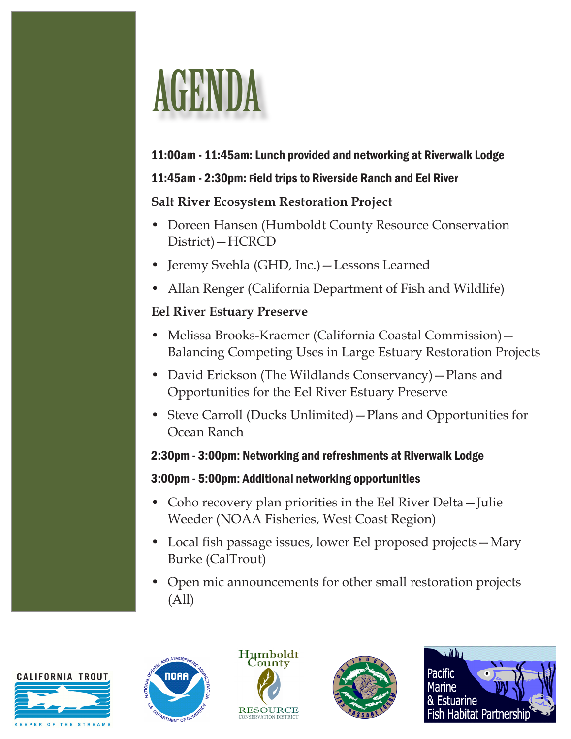# AGENDA

**11:00am - 11:45am: Lunch provided and networking at Riverwalk Lodge**

**11:45am - 2:30pm: Field trips to Riverside Ranch and Eel River**

**Salt River Ecosystem Restoration Project**

- Doreen Hansen (Humboldt County Resource Conservation District)—HCRCD
- Jeremy Svehla (GHD, Inc.)—Lessons Learned
- Allan Renger (California Department of Fish and Wildlife)

**Eel River Estuary Preserve**

- Melissa Brooks-Kraemer (California Coastal Commission)—Balancing Competing Uses in Large Estuary Restoration Projects
- David Erickson (The Wildlands Conservancy)—Plans and Opportunities for the Eel River Estuary Preserve
- Steve Carroll (Ducks Unlimited)—Plans and Opportunities for Ocean Ranch

**2:30pm - 3:00pm: Networking and refreshments at Riverwalk Lodge**

**3:00pm - 5:00pm: Additional networking opportunities**

- Coho recovery plan priorities in the Eel River Delta—Julie Weeder (NOAA Fisheries, West Coast Region)
- Local fish passage issues, lower Eel proposed projects—Mary Burke (CalTrout)
- Open mic announcements for other small restoration projects (All)

CALIFORNIA TROUT
KEEPER OF THE STREAMS

Humboldt County
RESOURCE CONSERVATION DISTRICT

Pacific Marine & Estuarine Fish Habitat Partnership